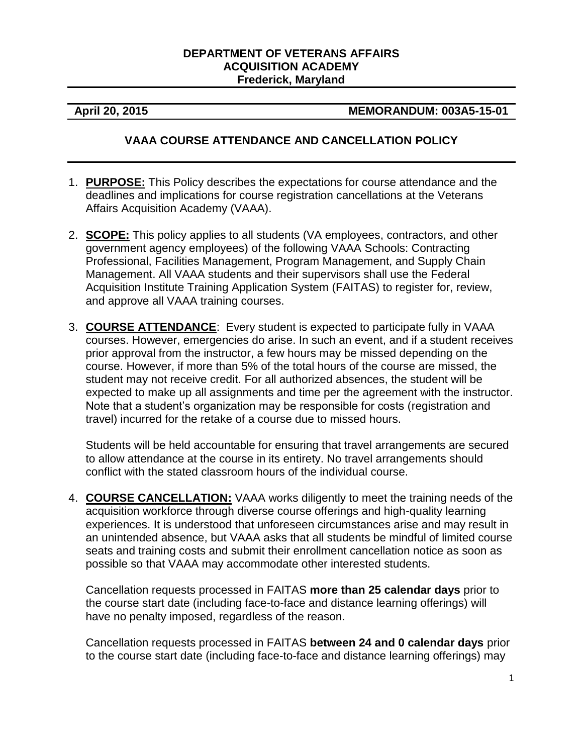**DEPARTMENT OF VETERANS AFFAIRS**
**ACQUISITION ACADEMY**
**Frederick, Maryland**

**April 20, 2015** **MEMORANDUM: 003A5-15-01**

# VAAA COURSE ATTENDANCE AND CANCELLATION POLICY

1. **PURPOSE:** This Policy describes the expectations for course attendance and the deadlines and implications for course registration cancellations at the Veterans Affairs Acquisition Academy (VAAA).

2. **SCOPE:** This policy applies to all students (VA employees, contractors, and other government agency employees) of the following VAAA Schools: Contracting Professional, Facilities Management, Program Management, and Supply Chain Management. All VAAA students and their supervisors shall use the Federal Acquisition Institute Training Application System (FAITAS) to register for, review, and approve all VAAA training courses.

3. **COURSE ATTENDANCE**: Every student is expected to participate fully in VAAA courses. However, emergencies do arise. In such an event, and if a student receives prior approval from the instructor, a few hours may be missed depending on the course. However, if more than 5% of the total hours of the course are missed, the student may not receive credit. For all authorized absences, the student will be expected to make up all assignments and time per the agreement with the instructor. Note that a student's organization may be responsible for costs (registration and travel) incurred for the retake of a course due to missed hours.

   Students will be held accountable for ensuring that travel arrangements are secured to allow attendance at the course in its entirety. No travel arrangements should conflict with the stated classroom hours of the individual course.

4. **COURSE CANCELLATION:** VAAA works diligently to meet the training needs of the acquisition workforce through diverse course offerings and high-quality learning experiences. It is understood that unforeseen circumstances arise and may result in an unintended absence, but VAAA asks that all students be mindful of limited course seats and training costs and submit their enrollment cancellation notice as soon as possible so that VAAA may accommodate other interested students.

   Cancellation requests processed in FAITAS **more than 25 calendar days** prior to the course start date (including face-to-face and distance learning offerings) will have no penalty imposed, regardless of the reason.

   Cancellation requests processed in FAITAS **between 24 and 0 calendar days** prior to the course start date (including face-to-face and distance learning offerings) may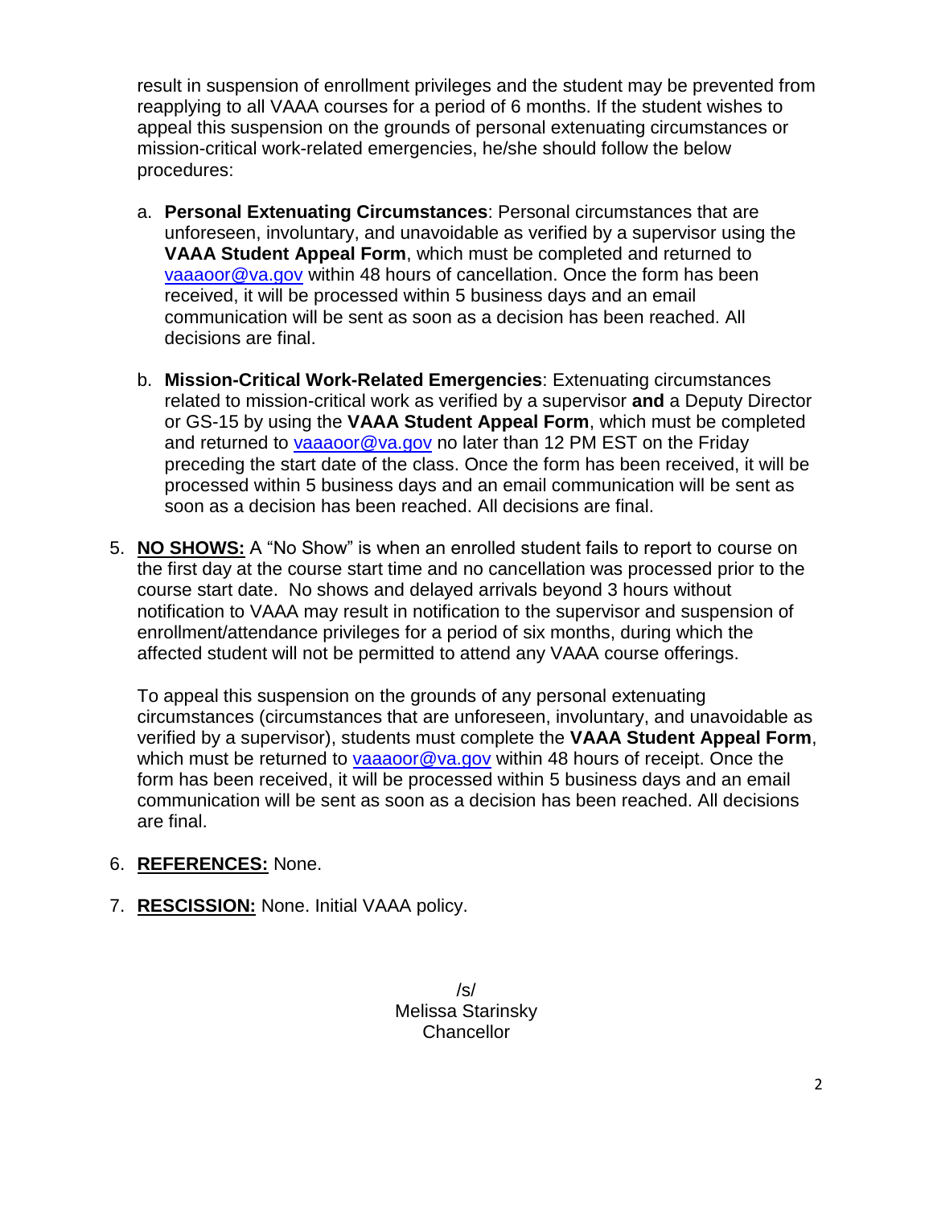result in suspension of enrollment privileges and the student may be prevented from reapplying to all VAAA courses for a period of 6 months. If the student wishes to appeal this suspension on the grounds of personal extenuating circumstances or mission-critical work-related emergencies, he/she should follow the below procedures:

a. **Personal Extenuating Circumstances**: Personal circumstances that are unforeseen, involuntary, and unavoidable as verified by a supervisor using the **VAAA Student Appeal Form**, which must be completed and returned to vaaaoor@va.gov within 48 hours of cancellation. Once the form has been received, it will be processed within 5 business days and an email communication will be sent as soon as a decision has been reached. All decisions are final.

b. **Mission-Critical Work-Related Emergencies**: Extenuating circumstances related to mission-critical work as verified by a supervisor **and** a Deputy Director or GS-15 by using the **VAAA Student Appeal Form**, which must be completed and returned to vaaaoor@va.gov no later than 12 PM EST on the Friday preceding the start date of the class. Once the form has been received, it will be processed within 5 business days and an email communication will be sent as soon as a decision has been reached. All decisions are final.

5. **NO SHOWS:** A "No Show" is when an enrolled student fails to report to course on the first day at the course start time and no cancellation was processed prior to the course start date. No shows and delayed arrivals beyond 3 hours without notification to VAAA may result in notification to the supervisor and suspension of enrollment/attendance privileges for a period of six months, during which the affected student will not be permitted to attend any VAAA course offerings.

   To appeal this suspension on the grounds of any personal extenuating circumstances (circumstances that are unforeseen, involuntary, and unavoidable as verified by a supervisor), students must complete the **VAAA Student Appeal Form**, which must be returned to vaaaoor@va.gov within 48 hours of receipt. Once the form has been received, it will be processed within 5 business days and an email communication will be sent as soon as a decision has been reached. All decisions are final.

6. **REFERENCES:** None.

7. **RESCISSION:** None. Initial VAAA policy.

/s/
Melissa Starinsky
Chancellor